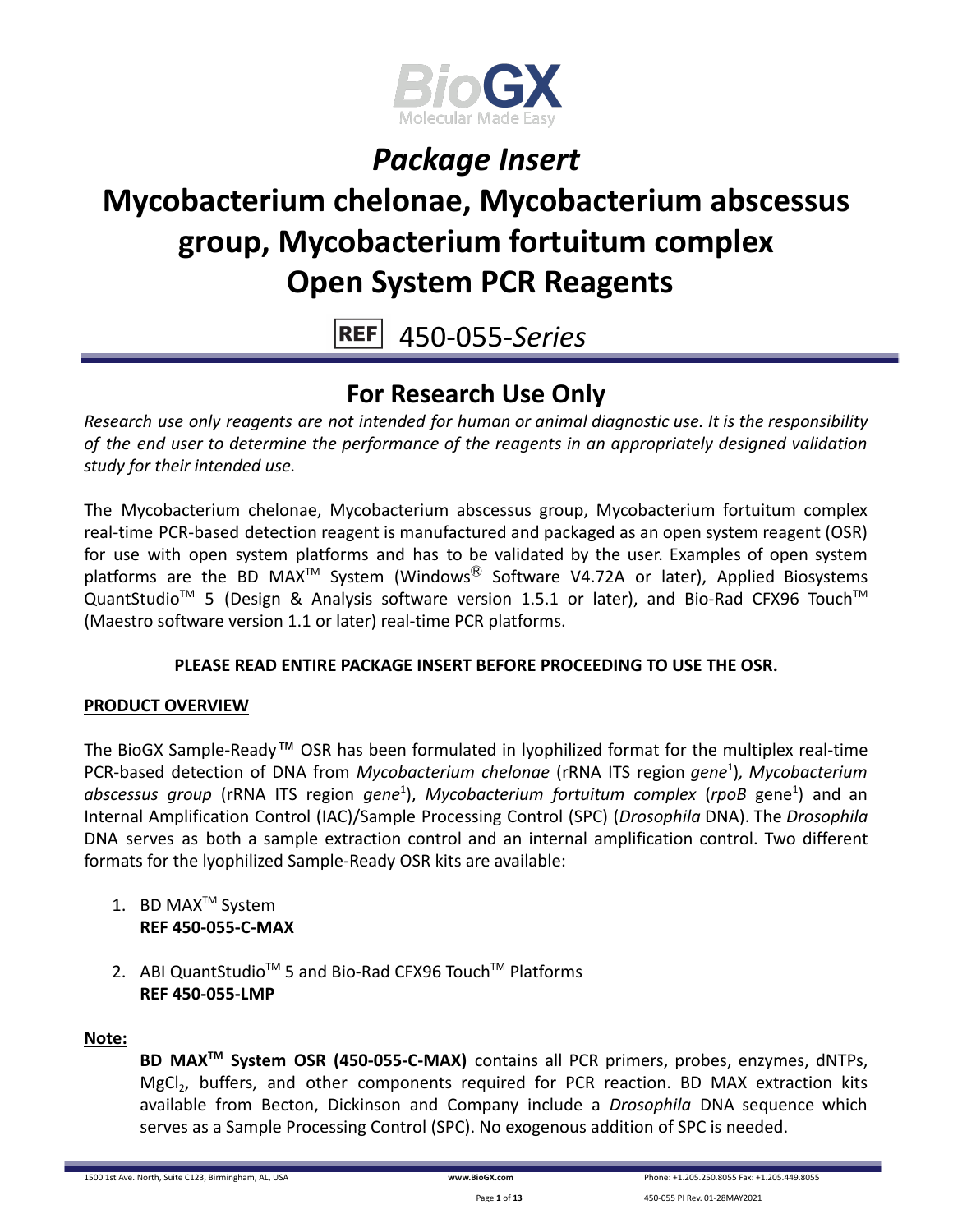# *Package Insert*

# Mycobacterium chelonae, Mycobacterium abscessus group, Mycobacterium fortuitum complex Open System PCR Reagents

REF 450-055-*Series*

## For Research Use Only

*Research use only reagents are not intended for human or animal diagnostic use. It is the responsibility of the end user to determine the performance of the reagents in an appropriately designed validation study for their intended use.*

The Mycobacterium chelonae, Mycobacterium abscessus group, Mycobacterium fortuitum complex real-time PCR-based detection reagent is manufactured and packaged as an open system reagent (OSR) for use with open system platforms and has to be validated by the user. Examples of open system platforms are the BD MAX™ System (Windows® Software V4.72A or later), Applied Biosystems QuantStudio™ 5 (Design & Analysis software version 1.5.1 or later), and Bio-Rad CFX96 Touch™ (Maestro software version 1.1 or later) real-time PCR platforms.

**PLEASE READ ENTIRE PACKAGE INSERT BEFORE PROCEEDING TO USE THE OSR.**

**PRODUCT OVERVIEW**

The BioGX Sample-Ready™ OSR has been formulated in lyophilized format for the multiplex real-time PCR-based detection of DNA from *Mycobacterium chelonae* (rRNA ITS region *gene*[1]), *Mycobacterium abscessus group* (rRNA ITS region *gene*[1]), *Mycobacterium fortuitum complex* (*rpoB* gene[1]) and an Internal Amplification Control (IAC)/Sample Processing Control (SPC) (*Drosophila* DNA). The *Drosophila* DNA serves as both a sample extraction control and an internal amplification control. Two different formats for the lyophilized Sample-Ready OSR kits are available:

1. BD MAX™ System
   **REF 450-055-C-MAX**

2. ABI QuantStudio™ 5 and Bio-Rad CFX96 Touch™ Platforms
   **REF 450-055-LMP**

**Note:**

**BD MAX™ System OSR (450-055-C-MAX)** contains all PCR primers, probes, enzymes, dNTPs, $MgCl_2$, buffers, and other components required for PCR reaction. BD MAX extraction kits available from Becton, Dickinson and Company include a *Drosophila* DNA sequence which serves as a Sample Processing Control (SPC). No exogenous addition of SPC is needed.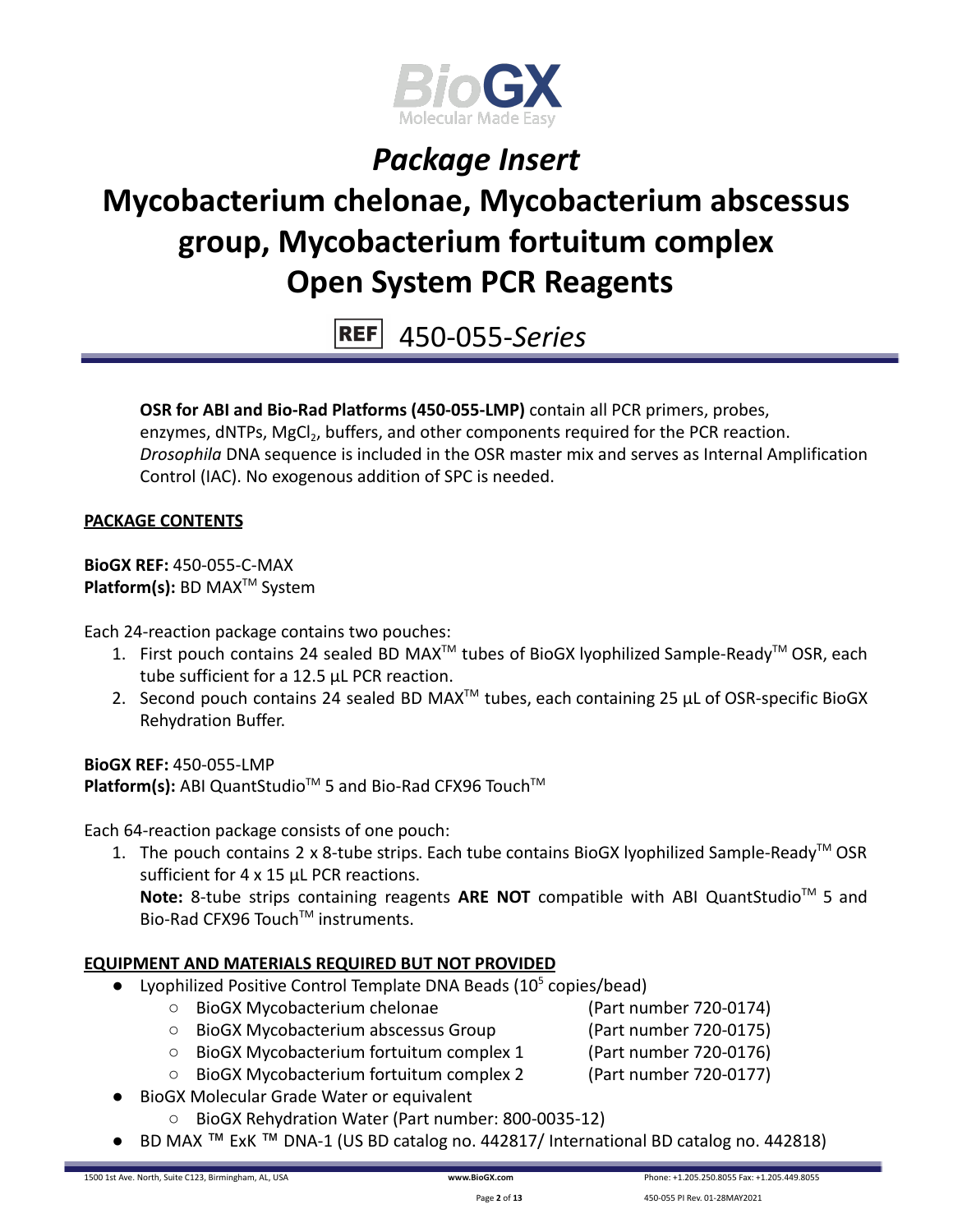# Package Insert

# Mycobacterium chelonae, Mycobacterium abscessus group, Mycobacterium fortuitum complex Open System PCR Reagents

REF 450-055-*Series*

**OSR for ABI and Bio-Rad Platforms (450-055-LMP)** contain all PCR primers, probes, enzymes, dNTPs, $MgCl_2$, buffers, and other components required for the PCR reaction. *Drosophila* DNA sequence is included in the OSR master mix and serves as Internal Amplification Control (IAC). No exogenous addition of SPC is needed.

## PACKAGE CONTENTS

**BioGX REF:** 450-055-C-MAX
**Platform(s):** BD MAX™ System

Each 24-reaction package contains two pouches:

1. First pouch contains 24 sealed BD MAX™ tubes of BioGX lyophilized Sample-Ready™ OSR, each tube sufficient for a 12.5 µL PCR reaction.
2. Second pouch contains 24 sealed BD MAX™ tubes, each containing 25 µL of OSR-specific BioGX Rehydration Buffer.

**BioGX REF:** 450-055-LMP
**Platform(s):** ABI QuantStudio™ 5 and Bio-Rad CFX96 Touch™

Each 64-reaction package consists of one pouch:

1. The pouch contains 2 x 8-tube strips. Each tube contains BioGX lyophilized Sample-Ready™ OSR sufficient for 4 x 15 µL PCR reactions.
   **Note:** 8-tube strips containing reagents **ARE NOT** compatible with ABI QuantStudio™ 5 and Bio-Rad CFX96 Touch™ instruments.

## EQUIPMENT AND MATERIALS REQUIRED BUT NOT PROVIDED

- Lyophilized Positive Control Template DNA Beads ($10^5$ copies/bead)
  - BioGX Mycobacterium chelonae (Part number 720-0174)
  - BioGX Mycobacterium abscessus Group (Part number 720-0175)
  - BioGX Mycobacterium fortuitum complex 1 (Part number 720-0176)
  - BioGX Mycobacterium fortuitum complex 2 (Part number 720-0177)
- BioGX Molecular Grade Water or equivalent
  - BioGX Rehydration Water (Part number: 800-0035-12)
- BD MAX ™ ExK ™ DNA-1 (US BD catalog no. 442817/ International BD catalog no. 442818)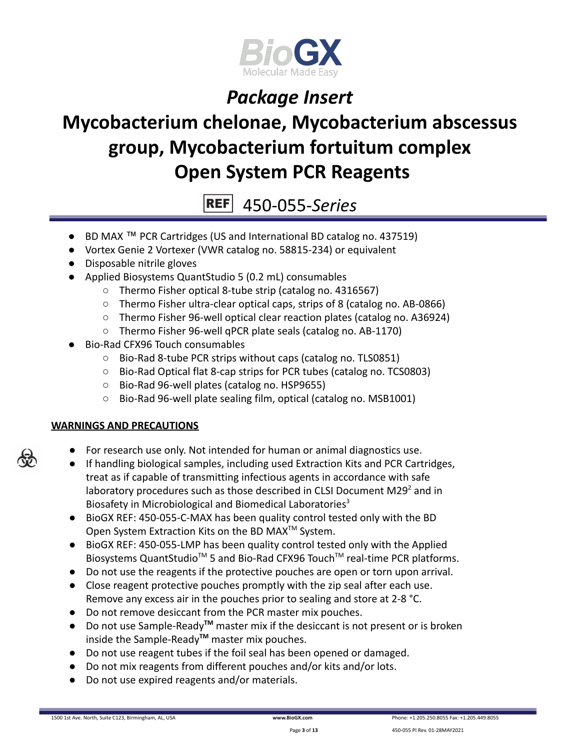# Package Insert

# Mycobacterium chelonae, Mycobacterium abscessus group, Mycobacterium fortuitum complex Open System PCR Reagents

REF 450-055-*Series*

- BD MAX ™ PCR Cartridges (US and International BD catalog no. 437519)
- Vortex Genie 2 Vortexer (VWR catalog no. 58815-234) or equivalent
- Disposable nitrile gloves
- Applied Biosystems QuantStudio 5 (0.2 mL) consumables
    - Thermo Fisher optical 8-tube strip (catalog no. 4316567)
    - Thermo Fisher ultra-clear optical caps, strips of 8 (catalog no. AB-0866)
    - Thermo Fisher 96-well optical clear reaction plates (catalog no. A36924)
    - Thermo Fisher 96-well qPCR plate seals (catalog no. AB-1170)
- Bio-Rad CFX96 Touch consumables
    - Bio-Rad 8-tube PCR strips without caps (catalog no. TLS0851)
    - Bio-Rad Optical flat 8-cap strips for PCR tubes (catalog no. TCS0803)
    - Bio-Rad 96-well plates (catalog no. HSP9655)
    - Bio-Rad 96-well plate sealing film, optical (catalog no. MSB1001)

**WARNINGS AND PRECAUTIONS**

- For research use only. Not intended for human or animal diagnostics use.
- If handling biological samples, including used Extraction Kits and PCR Cartridges, treat as if capable of transmitting infectious agents in accordance with safe laboratory procedures such as those described in CLSI Document M29[2] and in Biosafety in Microbiological and Biomedical Laboratories[3]
- BioGX REF: 450-055-C-MAX has been quality control tested only with the BD Open System Extraction Kits on the BD MAX™ System.
- BioGX REF: 450-055-LMP has been quality control tested only with the Applied Biosystems QuantStudio™ 5 and Bio-Rad CFX96 Touch™ real-time PCR platforms.
- Do not use the reagents if the protective pouches are open or torn upon arrival.
- Close reagent protective pouches promptly with the zip seal after each use. Remove any excess air in the pouches prior to sealing and store at 2-8 °C.
- Do not remove desiccant from the PCR master mix pouches.
- Do not use Sample-Ready**™** master mix if the desiccant is not present or is broken inside the Sample-Ready**™** master mix pouches.
- Do not use reagent tubes if the foil seal has been opened or damaged.
- Do not mix reagents from different pouches and/or kits and/or lots.
- Do not use expired reagents and/or materials.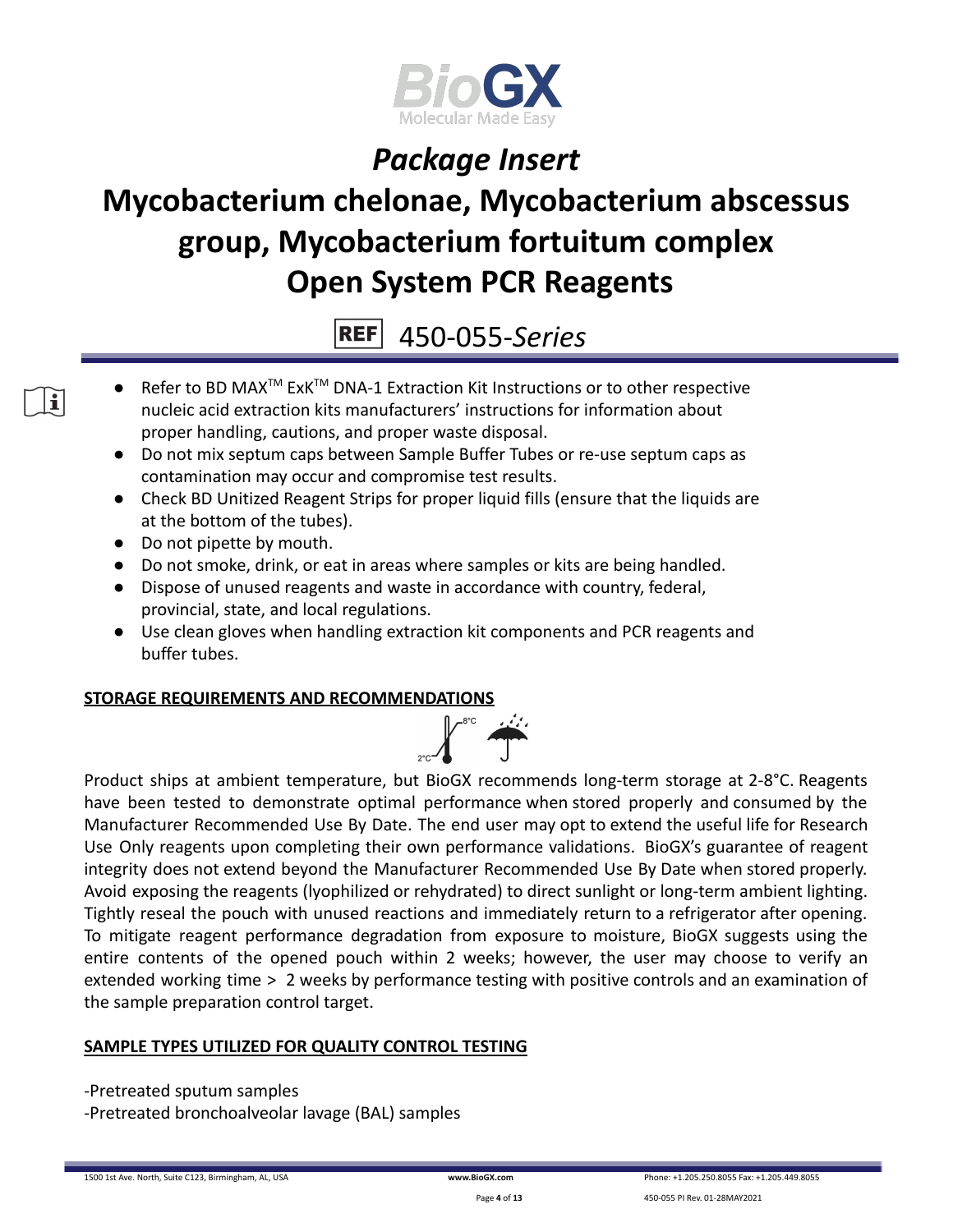# Package Insert

# Mycobacterium chelonae, Mycobacterium abscessus group, Mycobacterium fortuitum complex Open System PCR Reagents

REF 450-055-*Series*

- Refer to BD MAX™ ExK™ DNA-1 Extraction Kit Instructions or to other respective nucleic acid extraction kits manufacturers' instructions for information about proper handling, cautions, and proper waste disposal.
- Do not mix septum caps between Sample Buffer Tubes or re-use septum caps as contamination may occur and compromise test results.
- Check BD Unitized Reagent Strips for proper liquid fills (ensure that the liquids are at the bottom of the tubes).
- Do not pipette by mouth.
- Do not smoke, drink, or eat in areas where samples or kits are being handled.
- Dispose of unused reagents and waste in accordance with country, federal, provincial, state, and local regulations.
- Use clean gloves when handling extraction kit components and PCR reagents and buffer tubes.

## STORAGE REQUIREMENTS AND RECOMMENDATIONS

Product ships at ambient temperature, but BioGX recommends long-term storage at 2-8°C. Reagents have been tested to demonstrate optimal performance when stored properly and consumed by the Manufacturer Recommended Use By Date. The end user may opt to extend the useful life for Research Use Only reagents upon completing their own performance validations. BioGX's guarantee of reagent integrity does not extend beyond the Manufacturer Recommended Use By Date when stored properly. Avoid exposing the reagents (lyophilized or rehydrated) to direct sunlight or long-term ambient lighting. Tightly reseal the pouch with unused reactions and immediately return to a refrigerator after opening. To mitigate reagent performance degradation from exposure to moisture, BioGX suggests using the entire contents of the opened pouch within 2 weeks; however, the user may choose to verify an extended working time > 2 weeks by performance testing with positive controls and an examination of the sample preparation control target.

## SAMPLE TYPES UTILIZED FOR QUALITY CONTROL TESTING

-Pretreated sputum samples

-Pretreated bronchoalveolar lavage (BAL) samples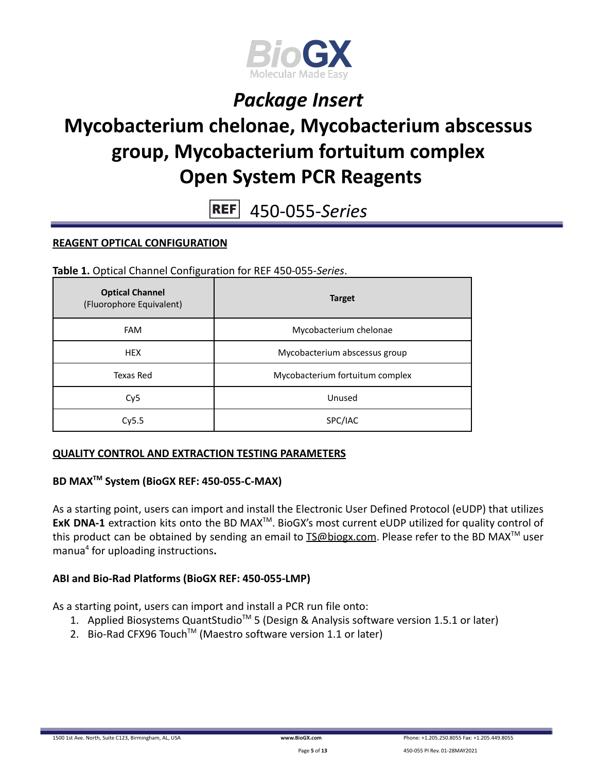# Package Insert

# Mycobacterium chelonae, Mycobacterium abscessus group, Mycobacterium fortuitum complex Open System PCR Reagents

REF 450-055-*Series*

## REAGENT OPTICAL CONFIGURATION

**Table 1.** Optical Channel Configuration for REF 450-055-*Series*.

| **Optical Channel** (Fluorophore Equivalent) | **Target** |
|---|---|
| FAM | Mycobacterium chelonae |
| HEX | Mycobacterium abscessus group |
| Texas Red | Mycobacterium fortuitum complex |
| Cy5 | Unused |
| Cy5.5 | SPC/IAC |

## QUALITY CONTROL AND EXTRACTION TESTING PARAMETERS

### BD MAX™ System (BioGX REF: 450-055-C-MAX)

As a starting point, users can import and install the Electronic User Defined Protocol (eUDP) that utilizes **ExK DNA-1** extraction kits onto the BD MAX™. BioGX's most current eUDP utilized for quality control of this product can be obtained by sending an email to TS@biogx.com. Please refer to the BD MAX™ user manua[4] for uploading instructions**.**

### ABI and Bio-Rad Platforms (BioGX REF: 450-055-LMP)

As a starting point, users can import and install a PCR run file onto:

1. Applied Biosystems QuantStudio™ 5 (Design & Analysis software version 1.5.1 or later)
2. Bio-Rad CFX96 Touch™ (Maestro software version 1.1 or later)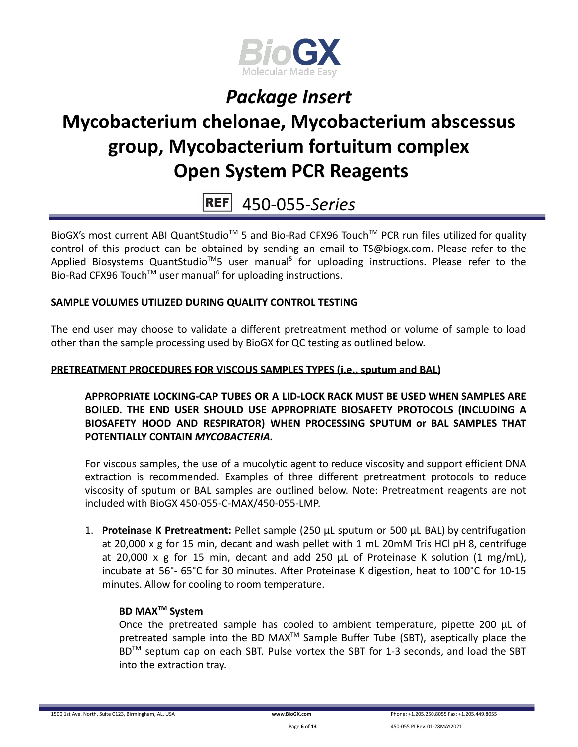# *Package Insert*

# Mycobacterium chelonae, Mycobacterium abscessus group, Mycobacterium fortuitum complex Open System PCR Reagents

## REF 450-055-*Series*

BioGX's most current ABI QuantStudio™ 5 and Bio-Rad CFX96 Touch™ PCR run files utilized for quality control of this product can be obtained by sending an email to TS@biogx.com. Please refer to the Applied Biosystems QuantStudio™5 user manual[5] for uploading instructions. Please refer to the Bio-Rad CFX96 Touch™ user manual[6] for uploading instructions.

**SAMPLE VOLUMES UTILIZED DURING QUALITY CONTROL TESTING**

The end user may choose to validate a different pretreatment method or volume of sample to load other than the sample processing used by BioGX for QC testing as outlined below.

**PRETREATMENT PROCEDURES FOR VISCOUS SAMPLES TYPES (i.e., sputum and BAL)**

**APPROPRIATE LOCKING-CAP TUBES OR A LID-LOCK RACK MUST BE USED WHEN SAMPLES ARE BOILED. THE END USER SHOULD USE APPROPRIATE BIOSAFETY PROTOCOLS (INCLUDING A BIOSAFETY HOOD AND RESPIRATOR) WHEN PROCESSING SPUTUM or BAL SAMPLES THAT POTENTIALLY CONTAIN *MYCOBACTERIA.***

For viscous samples, the use of a mucolytic agent to reduce viscosity and support efficient DNA extraction is recommended. Examples of three different pretreatment protocols to reduce viscosity of sputum or BAL samples are outlined below. Note: Pretreatment reagents are not included with BioGX 450-055-C-MAX/450-055-LMP.

1. **Proteinase K Pretreatment:** Pellet sample (250 µL sputum or 500 µL BAL) by centrifugation at 20,000 x g for 15 min, decant and wash pellet with 1 mL 20mM Tris HCl pH 8, centrifuge at 20,000 x g for 15 min, decant and add 250 µL of Proteinase K solution (1 mg/mL), incubate at 56°- 65°C for 30 minutes. After Proteinase K digestion, heat to 100°C for 10-15 minutes. Allow for cooling to room temperature.

   **BD MAX™ System**

   Once the pretreated sample has cooled to ambient temperature, pipette 200 µL of pretreated sample into the BD MAX™ Sample Buffer Tube (SBT), aseptically place the BD™ septum cap on each SBT. Pulse vortex the SBT for 1-3 seconds, and load the SBT into the extraction tray.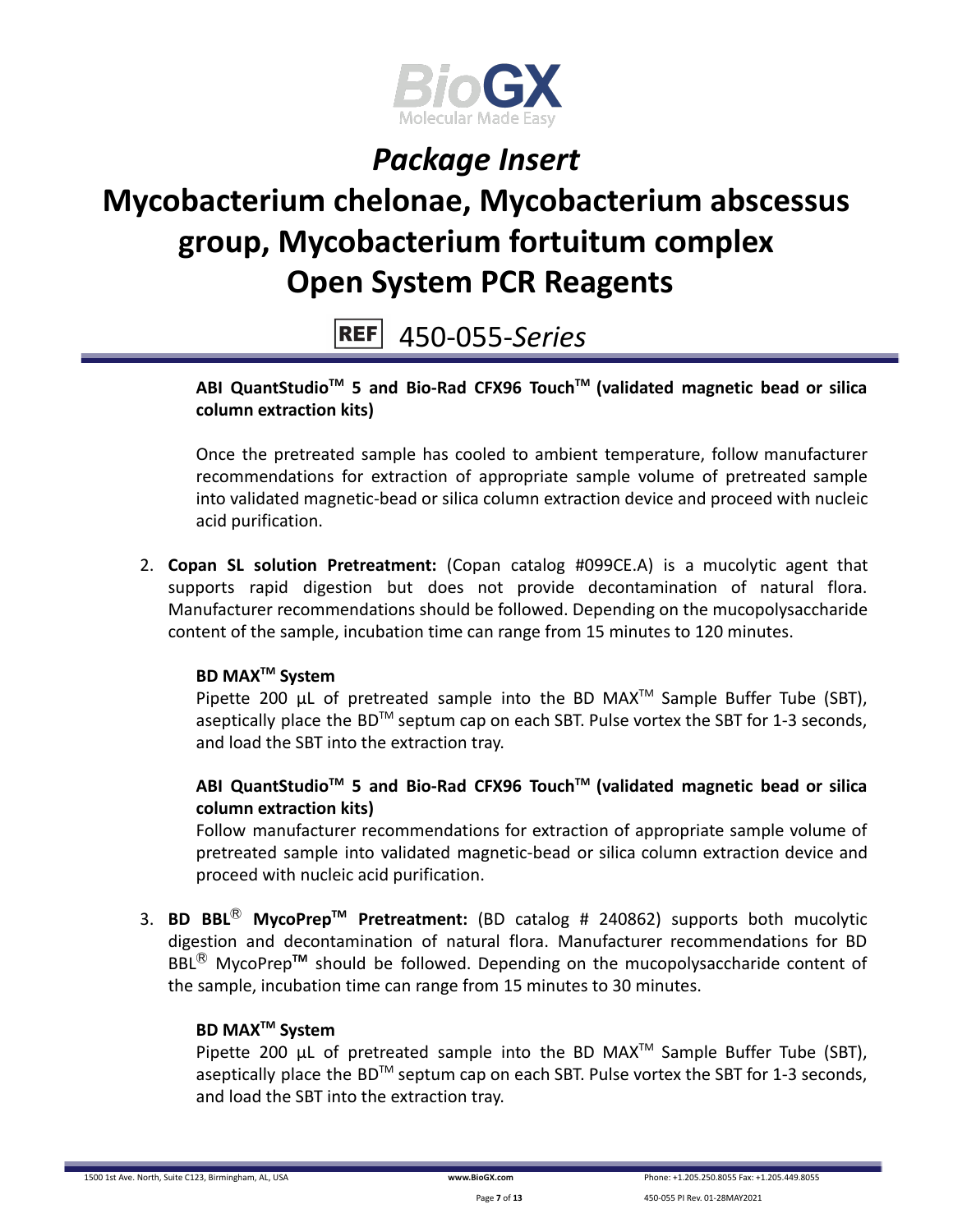**ABI QuantStudio™ 5 and Bio-Rad CFX96 Touch™ (validated magnetic bead or silica column extraction kits)**

Once the pretreated sample has cooled to ambient temperature, follow manufacturer recommendations for extraction of appropriate sample volume of pretreated sample into validated magnetic-bead or silica column extraction device and proceed with nucleic acid purification.

2. **Copan SL solution Pretreatment:** (Copan catalog #099CE.A) is a mucolytic agent that supports rapid digestion but does not provide decontamination of natural flora. Manufacturer recommendations should be followed. Depending on the mucopolysaccharide content of the sample, incubation time can range from 15 minutes to 120 minutes.

   **BD MAX™ System**
   Pipette 200 µL of pretreated sample into the BD MAX™ Sample Buffer Tube (SBT), aseptically place the BD™ septum cap on each SBT. Pulse vortex the SBT for 1-3 seconds, and load the SBT into the extraction tray.

   **ABI QuantStudio™ 5 and Bio-Rad CFX96 Touch™ (validated magnetic bead or silica column extraction kits)**
   Follow manufacturer recommendations for extraction of appropriate sample volume of pretreated sample into validated magnetic-bead or silica column extraction device and proceed with nucleic acid purification.

3. **BD BBL® MycoPrep™ Pretreatment:** (BD catalog # 240862) supports both mucolytic digestion and decontamination of natural flora. Manufacturer recommendations for BD BBL® MycoPrep™ should be followed. Depending on the mucopolysaccharide content of the sample, incubation time can range from 15 minutes to 30 minutes.

   **BD MAX™ System**
   Pipette 200 µL of pretreated sample into the BD MAX™ Sample Buffer Tube (SBT), aseptically place the BD™ septum cap on each SBT. Pulse vortex the SBT for 1-3 seconds, and load the SBT into the extraction tray.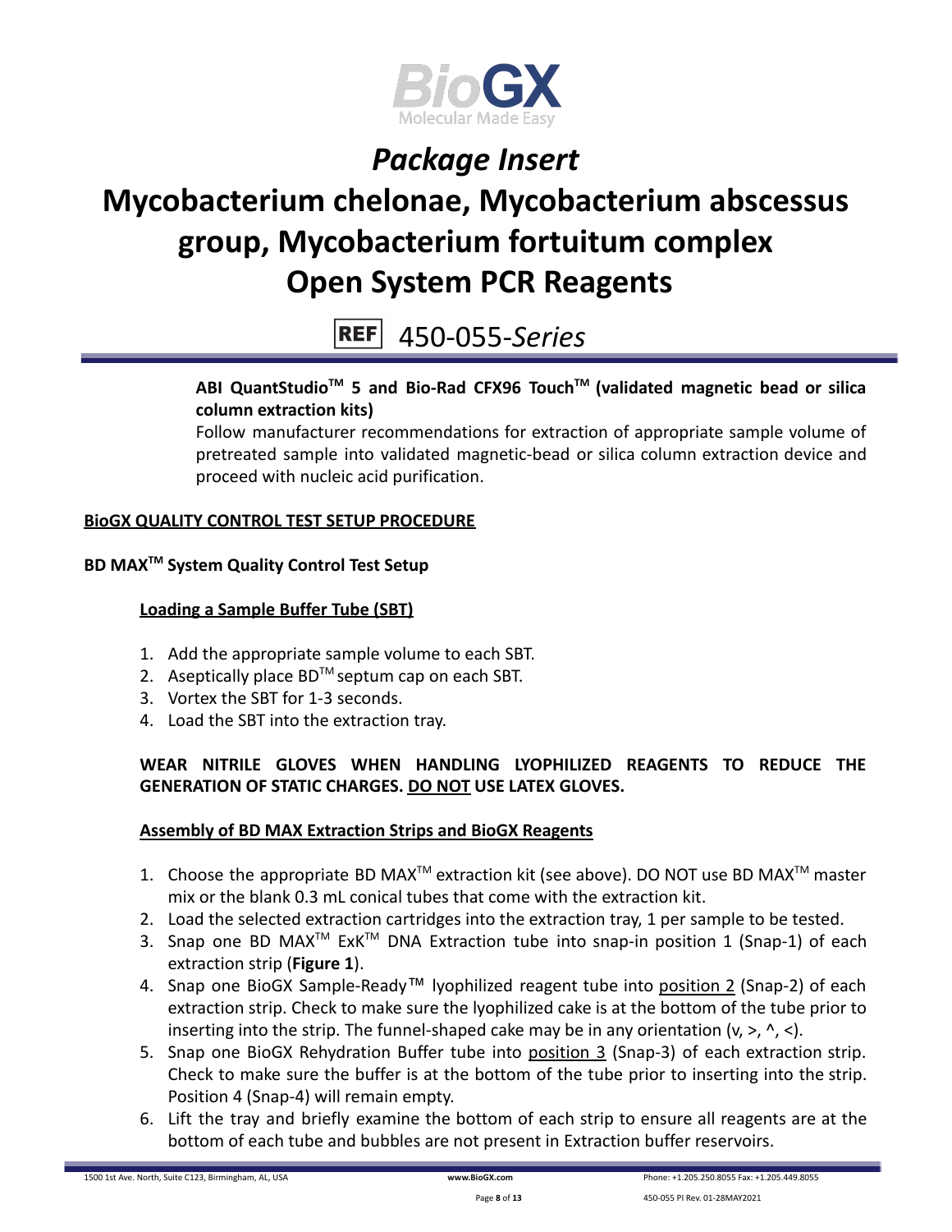# Package Insert

# Mycobacterium chelonae, Mycobacterium abscessus group, Mycobacterium fortuitum complex Open System PCR Reagents

REF 450-055-*Series*

**ABI QuantStudio™ 5 and Bio-Rad CFX96 Touch™ (validated magnetic bead or silica column extraction kits)**

Follow manufacturer recommendations for extraction of appropriate sample volume of pretreated sample into validated magnetic-bead or silica column extraction device and proceed with nucleic acid purification.

## BioGX QUALITY CONTROL TEST SETUP PROCEDURE

### BD MAX™ System Quality Control Test Setup

#### Loading a Sample Buffer Tube (SBT)

1. Add the appropriate sample volume to each SBT.
2. Aseptically place BD™ septum cap on each SBT.
3. Vortex the SBT for 1-3 seconds.
4. Load the SBT into the extraction tray.

**WEAR NITRILE GLOVES WHEN HANDLING LYOPHILIZED REAGENTS TO REDUCE THE GENERATION OF STATIC CHARGES. DO NOT USE LATEX GLOVES.**

#### Assembly of BD MAX Extraction Strips and BioGX Reagents

1. Choose the appropriate BD MAX™ extraction kit (see above). DO NOT use BD MAX™ master mix or the blank 0.3 mL conical tubes that come with the extraction kit.
2. Load the selected extraction cartridges into the extraction tray, 1 per sample to be tested.
3. Snap one BD MAX™ ExK™ DNA Extraction tube into snap-in position 1 (Snap-1) of each extraction strip (**Figure 1**).
4. Snap one BioGX Sample-Ready™ lyophilized reagent tube into position 2 (Snap-2) of each extraction strip. Check to make sure the lyophilized cake is at the bottom of the tube prior to inserting into the strip. The funnel-shaped cake may be in any orientation (v, >, ^, <).
5. Snap one BioGX Rehydration Buffer tube into position 3 (Snap-3) of each extraction strip. Check to make sure the buffer is at the bottom of the tube prior to inserting into the strip. Position 4 (Snap-4) will remain empty.
6. Lift the tray and briefly examine the bottom of each strip to ensure all reagents are at the bottom of each tube and bubbles are not present in Extraction buffer reservoirs.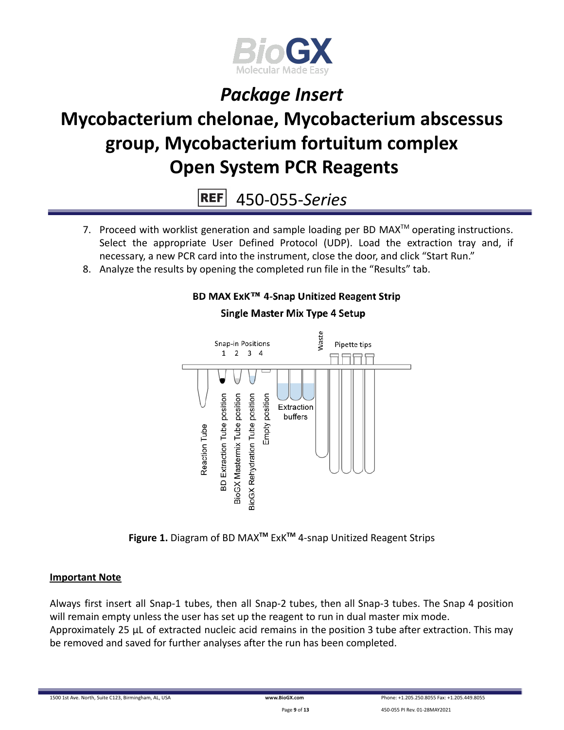7. Proceed with worklist generation and sample loading per BD MAX™ operating instructions. Select the appropriate User Defined Protocol (UDP). Load the extraction tray and, if necessary, a new PCR card into the instrument, close the door, and click "Start Run."
8. Analyze the results by opening the completed run file in the "Results" tab.

**BD MAX ExK™ 4-Snap Unitized Reagent Strip**

**Single Master Mix Type 4 Setup**

**Figure 1.** Diagram of BD MAX™ ExK™ 4-snap Unitized Reagent Strips

**Important Note**

Always first insert all Snap-1 tubes, then all Snap-2 tubes, then all Snap-3 tubes. The Snap 4 position will remain empty unless the user has set up the reagent to run in dual master mix mode. Approximately 25 µL of extracted nucleic acid remains in the position 3 tube after extraction. This may be removed and saved for further analyses after the run has been completed.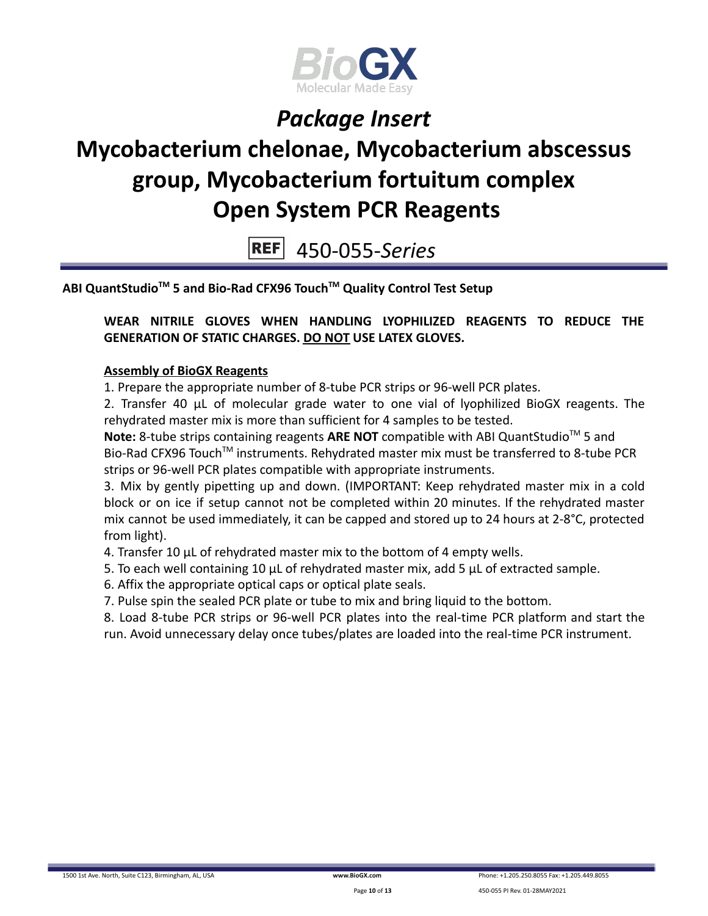# *Package Insert*

# Mycobacterium chelonae, Mycobacterium abscessus group, Mycobacterium fortuitum complex Open System PCR Reagents

REF 450-055-*Series*

**ABI QuantStudio™ 5 and Bio-Rad CFX96 Touch™ Quality Control Test Setup**

**WEAR NITRILE GLOVES WHEN HANDLING LYOPHILIZED REAGENTS TO REDUCE THE GENERATION OF STATIC CHARGES. DO NOT USE LATEX GLOVES.**

**Assembly of BioGX Reagents**

1. Prepare the appropriate number of 8-tube PCR strips or 96-well PCR plates.
2. Transfer 40 µL of molecular grade water to one vial of lyophilized BioGX reagents. The rehydrated master mix is more than sufficient for 4 samples to be tested.

**Note:** 8-tube strips containing reagents **ARE NOT** compatible with ABI QuantStudio™ 5 and Bio-Rad CFX96 Touch™ instruments. Rehydrated master mix must be transferred to 8-tube PCR strips or 96-well PCR plates compatible with appropriate instruments.

3. Mix by gently pipetting up and down. (IMPORTANT: Keep rehydrated master mix in a cold block or on ice if setup cannot not be completed within 20 minutes. If the rehydrated master mix cannot be used immediately, it can be capped and stored up to 24 hours at 2-8°C, protected from light).
4. Transfer 10 µL of rehydrated master mix to the bottom of 4 empty wells.
5. To each well containing 10 µL of rehydrated master mix, add 5 µL of extracted sample.
6. Affix the appropriate optical caps or optical plate seals.
7. Pulse spin the sealed PCR plate or tube to mix and bring liquid to the bottom.
8. Load 8-tube PCR strips or 96-well PCR plates into the real-time PCR platform and start the run. Avoid unnecessary delay once tubes/plates are loaded into the real-time PCR instrument.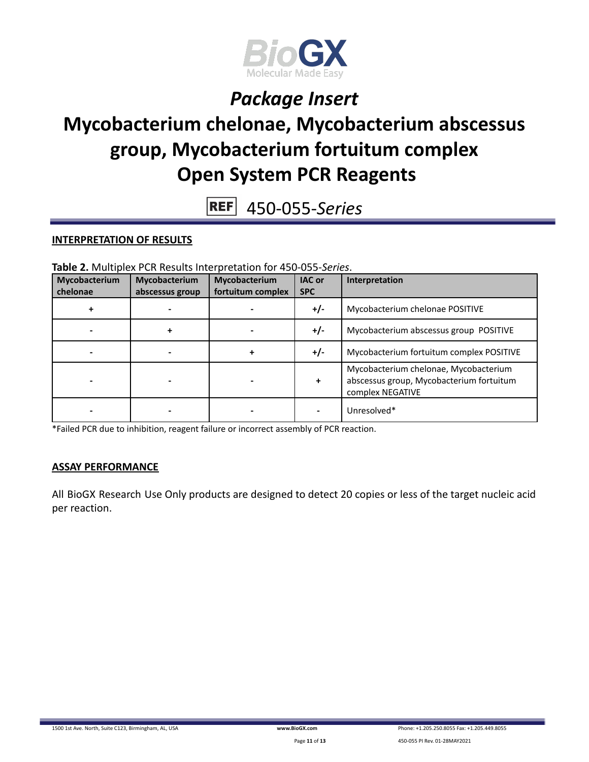# Package Insert

# Mycobacterium chelonae, Mycobacterium abscessus group, Mycobacterium fortuitum complex Open System PCR Reagents

REF 450-055-*Series*

## INTERPRETATION OF RESULTS

**Table 2.** Multiplex PCR Results Interpretation for 450-055-*Series*.

| Mycobacterium chelonae | Mycobacterium abscessus group | Mycobacterium fortuitum complex | IAC or SPC | Interpretation |
|---|---|---|---|---|
| + | - | - | +/- | Mycobacterium chelonae POSITIVE |
| - | + | - | +/- | Mycobacterium abscessus group POSITIVE |
| - | - | + | +/- | Mycobacterium fortuitum complex POSITIVE |
| - | - | - | + | Mycobacterium chelonae, Mycobacterium abscessus group, Mycobacterium fortuitum complex NEGATIVE |
| - | - | - | - | Unresolved* |

*Failed PCR due to inhibition, reagent failure or incorrect assembly of PCR reaction.

## ASSAY PERFORMANCE

All BioGX Research Use Only products are designed to detect 20 copies or less of the target nucleic acid per reaction.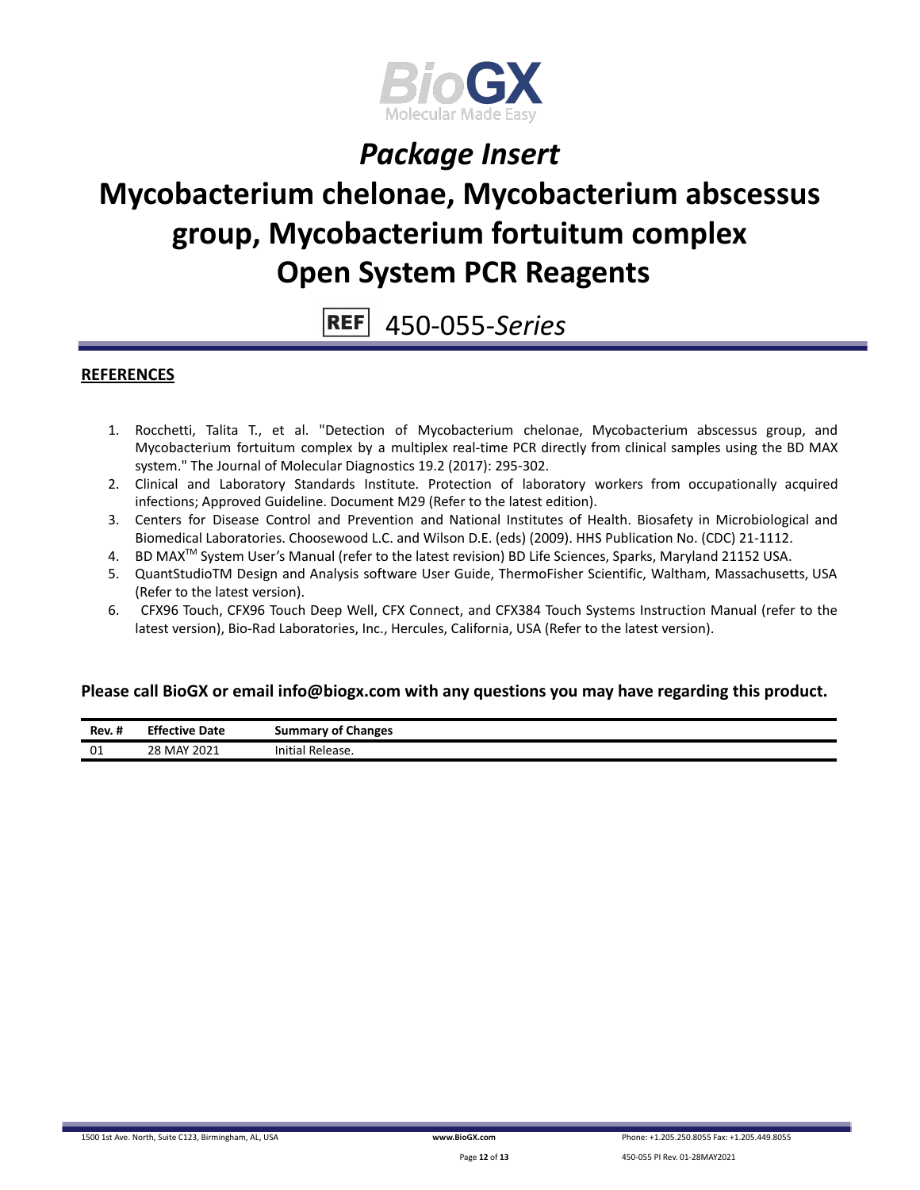# Package Insert

# Mycobacterium chelonae, Mycobacterium abscessus group, Mycobacterium fortuitum complex Open System PCR Reagents

REF 450-055-*Series*

## REFERENCES

1. Rocchetti, Talita T., et al. "Detection of Mycobacterium chelonae, Mycobacterium abscessus group, and Mycobacterium fortuitum complex by a multiplex real-time PCR directly from clinical samples using the BD MAX system." The Journal of Molecular Diagnostics 19.2 (2017): 295-302.
2. Clinical and Laboratory Standards Institute. Protection of laboratory workers from occupationally acquired infections; Approved Guideline. Document M29 (Refer to the latest edition).
3. Centers for Disease Control and Prevention and National Institutes of Health. Biosafety in Microbiological and Biomedical Laboratories. Choosewood L.C. and Wilson D.E. (eds) (2009). HHS Publication No. (CDC) 21-1112.
4. BD MAX™ System User's Manual (refer to the latest revision) BD Life Sciences, Sparks, Maryland 21152 USA.
5. QuantStudioTM Design and Analysis software User Guide, ThermoFisher Scientific, Waltham, Massachusetts, USA (Refer to the latest version).
6. CFX96 Touch, CFX96 Touch Deep Well, CFX Connect, and CFX384 Touch Systems Instruction Manual (refer to the latest version), Bio-Rad Laboratories, Inc., Hercules, California, USA (Refer to the latest version).

**Please call BioGX or email info@biogx.com with any questions you may have regarding this product.**

| Rev. # | Effective Date | Summary of Changes |
|---|---|---|
| 01 | 28 MAY 2021 | Initial Release. |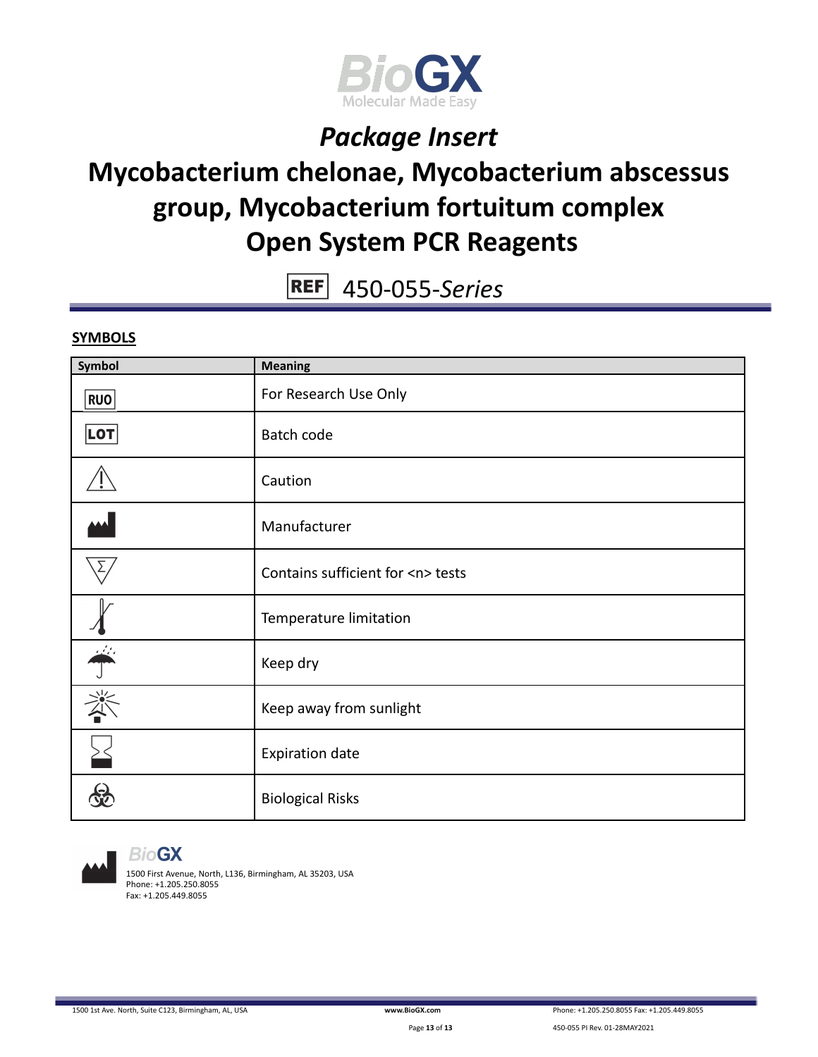BioGX
Molecular Made Easy

# *Package Insert*

# Mycobacterium chelonae, Mycobacterium abscessus group, Mycobacterium fortuitum complex Open System PCR Reagents

REF 450-055-*Series*

**SYMBOLS**

| Symbol | Meaning |
|---|---|
| RUO | For Research Use Only |
| LOT | Batch code |
| | Caution |
| | Manufacturer |
| Σ | Contains sufficient for <n> tests |
| | Temperature limitation |
| | Keep dry |
| | Keep away from sunlight |
| | Expiration date |
| | Biological Risks |

BioGX
1500 First Avenue, North, L136, Birmingham, AL 35203, USA
Phone: +1.205.250.8055
Fax: +1.205.449.8055